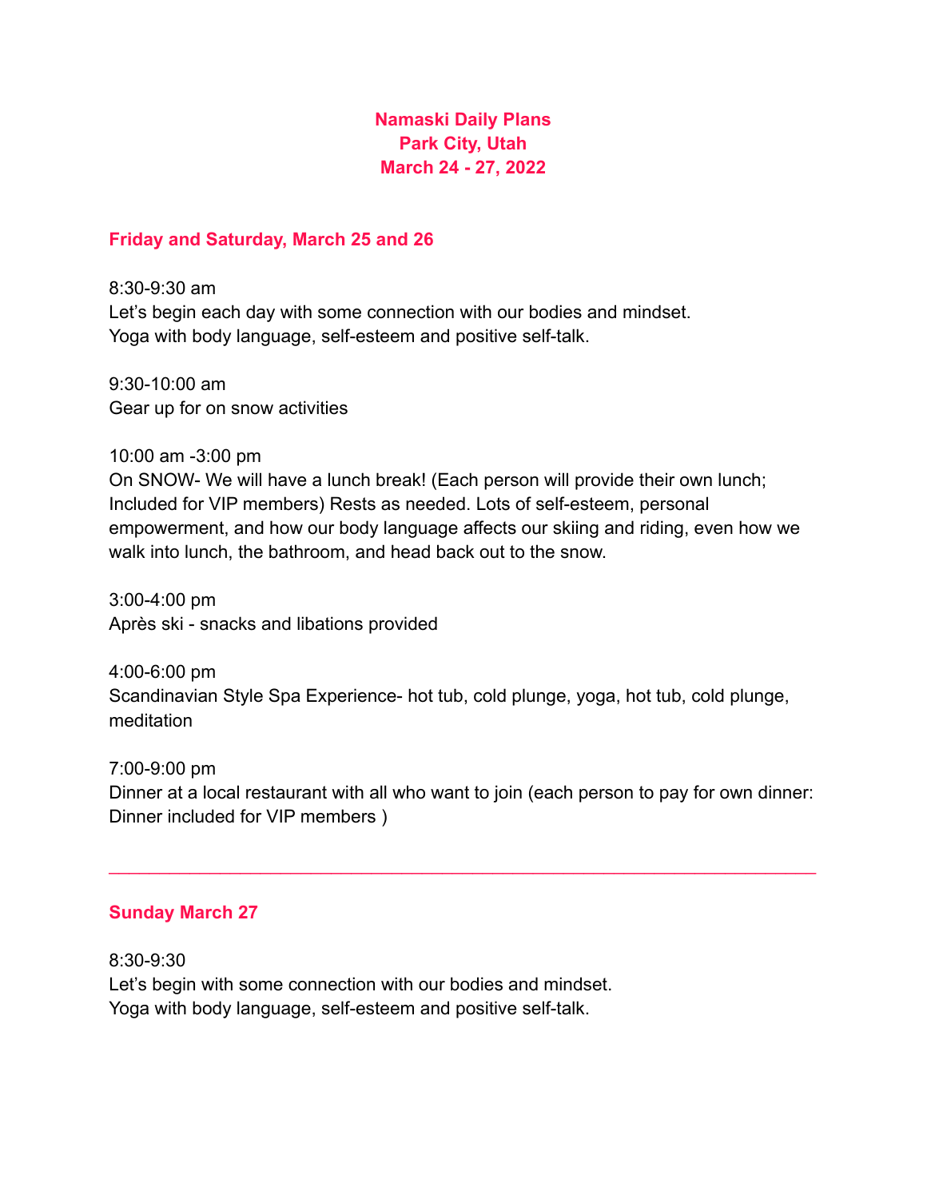# Namaski Daily Plans
# Park City, Utah
# March 24 - 27, 2022

## Friday and Saturday, March 25 and 26

8:30-9:30 am
Let's begin each day with some connection with our bodies and mindset.
Yoga with body language, self-esteem and positive self-talk.

9:30-10:00 am
Gear up for on snow activities

10:00 am -3:00 pm
On SNOW- We will have a lunch break! (Each person will provide their own lunch; Included for VIP members) Rests as needed. Lots of self-esteem, personal empowerment, and how our body language affects our skiing and riding, even how we walk into lunch, the bathroom, and head back out to the snow.

3:00-4:00 pm
Après ski - snacks and libations provided

4:00-6:00 pm
Scandinavian Style Spa Experience- hot tub, cold plunge, yoga, hot tub, cold plunge, meditation

7:00-9:00 pm
Dinner at a local restaurant with all who want to join (each person to pay for own dinner: Dinner included for VIP members )

---

## Sunday March 27

8:30-9:30
Let's begin with some connection with our bodies and mindset.
Yoga with body language, self-esteem and positive self-talk.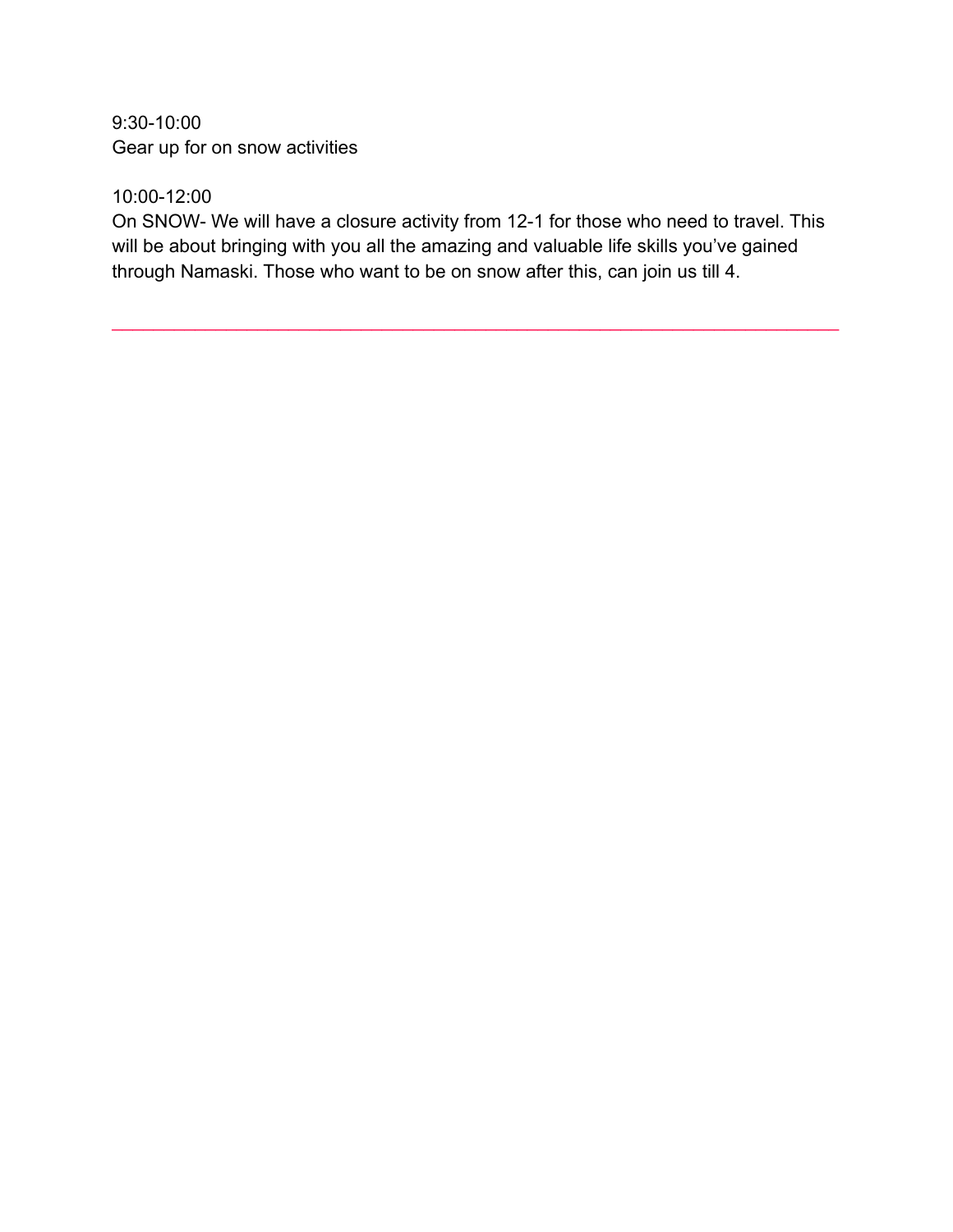9:30-10:00
Gear up for on snow activities

10:00-12:00
On SNOW- We will have a closure activity from 12-1 for those who need to travel. This will be about bringing with you all the amazing and valuable life skills you've gained through Namaski. Those who want to be on snow after this, can join us till 4.

---